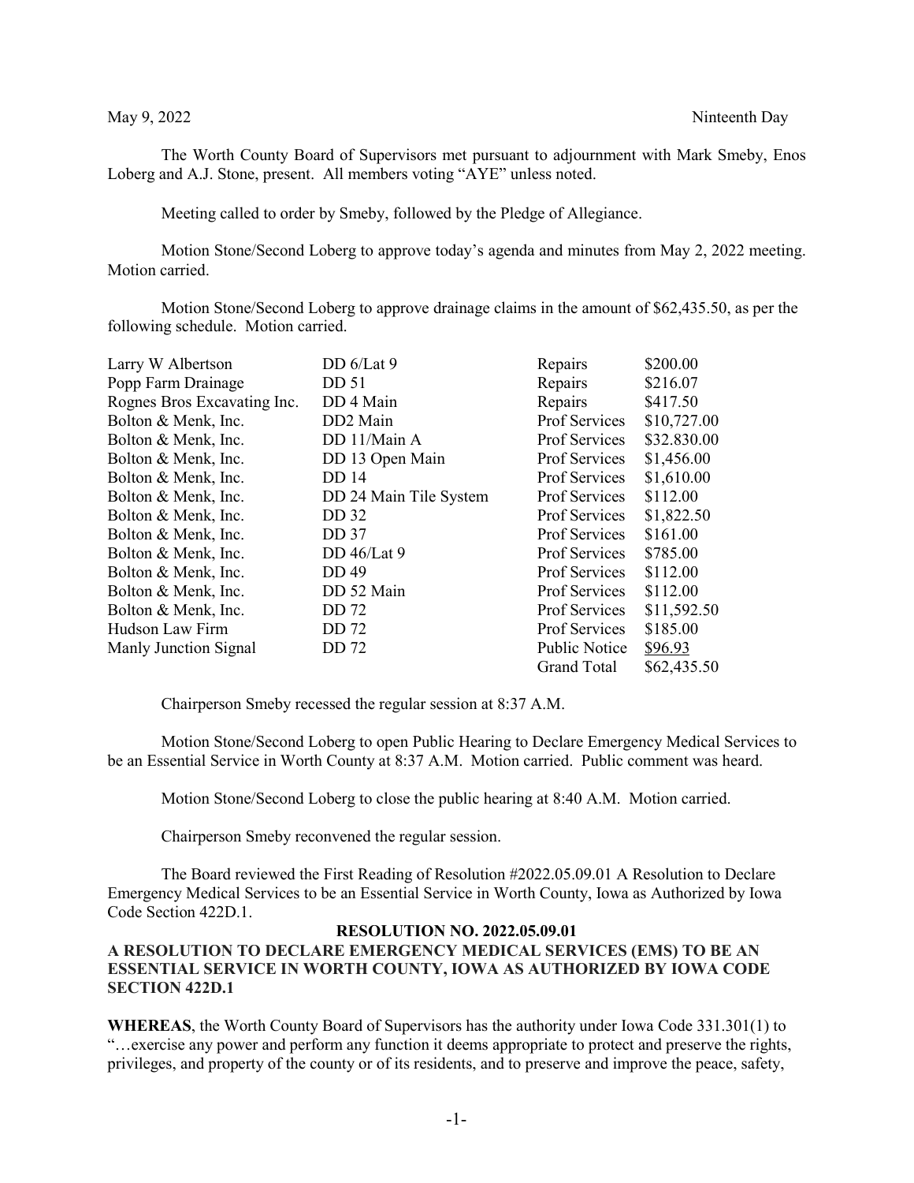May 9, 2022 Ninteenth Day

The Worth County Board of Supervisors met pursuant to adjournment with Mark Smeby, Enos Loberg and A.J. Stone, present. All members voting "AYE" unless noted.

Meeting called to order by Smeby, followed by the Pledge of Allegiance.

Motion Stone/Second Loberg to approve today's agenda and minutes from May 2, 2022 meeting. Motion carried.

Motion Stone/Second Loberg to approve drainage claims in the amount of $62,435.50, as per the following schedule. Motion carried.

| | | | |
|---|---|---|---|
| Larry W Albertson | DD 6/Lat 9 | Repairs | $200.00 |
| Popp Farm Drainage | DD 51 | Repairs | $216.07 |
| Rognes Bros Excavating Inc. | DD 4 Main | Repairs | $417.50 |
| Bolton & Menk, Inc. | DD2 Main | Prof Services | $10,727.00 |
| Bolton & Menk, Inc. | DD 11/Main A | Prof Services | $32.830.00 |
| Bolton & Menk, Inc. | DD 13 Open Main | Prof Services | $1,456.00 |
| Bolton & Menk, Inc. | DD 14 | Prof Services | $1,610.00 |
| Bolton & Menk, Inc. | DD 24 Main Tile System | Prof Services | $112.00 |
| Bolton & Menk, Inc. | DD 32 | Prof Services | $1,822.50 |
| Bolton & Menk, Inc. | DD 37 | Prof Services | $161.00 |
| Bolton & Menk, Inc. | DD 46/Lat 9 | Prof Services | $785.00 |
| Bolton & Menk, Inc. | DD 49 | Prof Services | $112.00 |
| Bolton & Menk, Inc. | DD 52 Main | Prof Services | $112.00 |
| Bolton & Menk, Inc. | DD 72 | Prof Services | $11,592.50 |
| Hudson Law Firm | DD 72 | Prof Services | $185.00 |
| Manly Junction Signal | DD 72 | Public Notice | $96.93 |
| | | Grand Total | $62,435.50 |

Chairperson Smeby recessed the regular session at 8:37 A.M.

Motion Stone/Second Loberg to open Public Hearing to Declare Emergency Medical Services to be an Essential Service in Worth County at 8:37 A.M. Motion carried. Public comment was heard.

Motion Stone/Second Loberg to close the public hearing at 8:40 A.M. Motion carried.

Chairperson Smeby reconvened the regular session.

The Board reviewed the First Reading of Resolution #2022.05.09.01 A Resolution to Declare Emergency Medical Services to be an Essential Service in Worth County, Iowa as Authorized by Iowa Code Section 422D.1.

**RESOLUTION NO. 2022.05.09.01**

**A RESOLUTION TO DECLARE EMERGENCY MEDICAL SERVICES (EMS) TO BE AN ESSENTIAL SERVICE IN WORTH COUNTY, IOWA AS AUTHORIZED BY IOWA CODE SECTION 422D.1**

**WHEREAS**, the Worth County Board of Supervisors has the authority under Iowa Code 331.301(1) to "…exercise any power and perform any function it deems appropriate to protect and preserve the rights, privileges, and property of the county or of its residents, and to preserve and improve the peace, safety,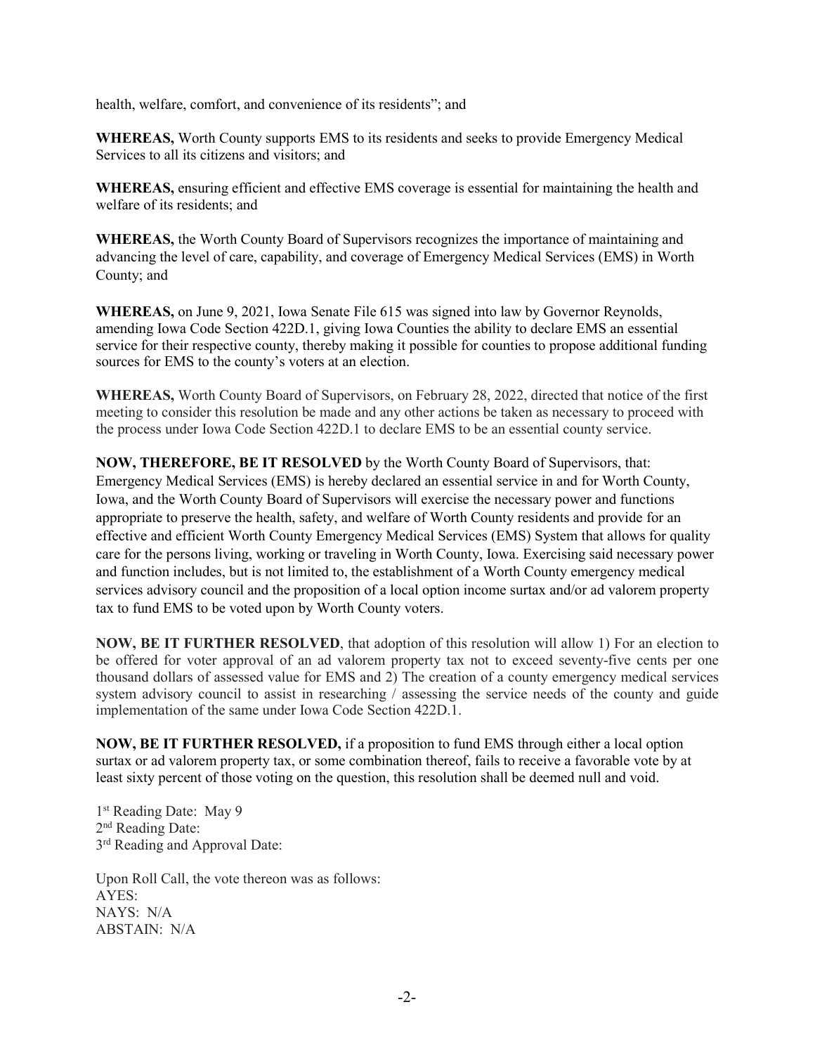health, welfare, comfort, and convenience of its residents"; and

**WHEREAS,** Worth County supports EMS to its residents and seeks to provide Emergency Medical Services to all its citizens and visitors; and

**WHEREAS,** ensuring efficient and effective EMS coverage is essential for maintaining the health and welfare of its residents; and

**WHEREAS,** the Worth County Board of Supervisors recognizes the importance of maintaining and advancing the level of care, capability, and coverage of Emergency Medical Services (EMS) in Worth County; and

**WHEREAS,** on June 9, 2021, Iowa Senate File 615 was signed into law by Governor Reynolds, amending Iowa Code Section 422D.1, giving Iowa Counties the ability to declare EMS an essential service for their respective county, thereby making it possible for counties to propose additional funding sources for EMS to the county's voters at an election.

**WHEREAS,** Worth County Board of Supervisors, on February 28, 2022, directed that notice of the first meeting to consider this resolution be made and any other actions be taken as necessary to proceed with the process under Iowa Code Section 422D.1 to declare EMS to be an essential county service.

**NOW, THEREFORE, BE IT RESOLVED** by the Worth County Board of Supervisors, that: Emergency Medical Services (EMS) is hereby declared an essential service in and for Worth County, Iowa, and the Worth County Board of Supervisors will exercise the necessary power and functions appropriate to preserve the health, safety, and welfare of Worth County residents and provide for an effective and efficient Worth County Emergency Medical Services (EMS) System that allows for quality care for the persons living, working or traveling in Worth County, Iowa. Exercising said necessary power and function includes, but is not limited to, the establishment of a Worth County emergency medical services advisory council and the proposition of a local option income surtax and/or ad valorem property tax to fund EMS to be voted upon by Worth County voters.

**NOW, BE IT FURTHER RESOLVED**, that adoption of this resolution will allow 1) For an election to be offered for voter approval of an ad valorem property tax not to exceed seventy-five cents per one thousand dollars of assessed value for EMS and 2) The creation of a county emergency medical services system advisory council to assist in researching / assessing the service needs of the county and guide implementation of the same under Iowa Code Section 422D.1.

**NOW, BE IT FURTHER RESOLVED,** if a proposition to fund EMS through either a local option surtax or ad valorem property tax, or some combination thereof, fails to receive a favorable vote by at least sixty percent of those voting on the question, this resolution shall be deemed null and void.

1st Reading Date: May 9
2nd Reading Date:
3rd Reading and Approval Date:

Upon Roll Call, the vote thereon was as follows:
AYES:
NAYS: N/A
ABSTAIN: N/A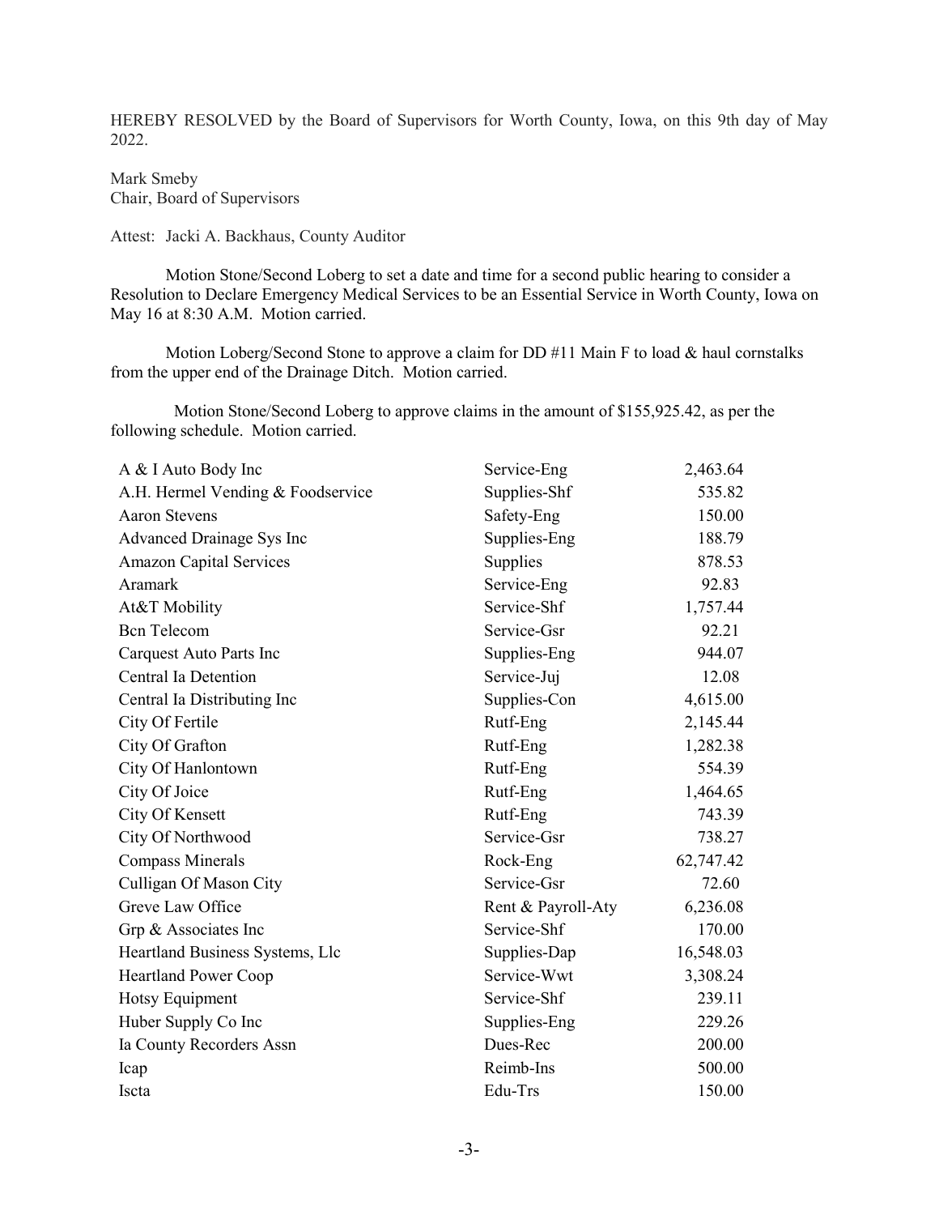HEREBY RESOLVED by the Board of Supervisors for Worth County, Iowa, on this 9th day of May 2022.

Mark Smeby
Chair, Board of Supervisors

Attest: Jacki A. Backhaus, County Auditor

Motion Stone/Second Loberg to set a date and time for a second public hearing to consider a Resolution to Declare Emergency Medical Services to be an Essential Service in Worth County, Iowa on May 16 at 8:30 A.M. Motion carried.

Motion Loberg/Second Stone to approve a claim for DD #11 Main F to load & haul cornstalks from the upper end of the Drainage Ditch. Motion carried.

Motion Stone/Second Loberg to approve claims in the amount of $155,925.42, as per the following schedule. Motion carried.

| | | |
|---|---|---|
| A & I Auto Body Inc | Service-Eng | 2,463.64 |
| A.H. Hermel Vending & Foodservice | Supplies-Shf | 535.82 |
| Aaron Stevens | Safety-Eng | 150.00 |
| Advanced Drainage Sys Inc | Supplies-Eng | 188.79 |
| Amazon Capital Services | Supplies | 878.53 |
| Aramark | Service-Eng | 92.83 |
| At&T Mobility | Service-Shf | 1,757.44 |
| Bcn Telecom | Service-Gsr | 92.21 |
| Carquest Auto Parts Inc | Supplies-Eng | 944.07 |
| Central Ia Detention | Service-Juj | 12.08 |
| Central Ia Distributing Inc | Supplies-Con | 4,615.00 |
| City Of Fertile | Rutf-Eng | 2,145.44 |
| City Of Grafton | Rutf-Eng | 1,282.38 |
| City Of Hanlontown | Rutf-Eng | 554.39 |
| City Of Joice | Rutf-Eng | 1,464.65 |
| City Of Kensett | Rutf-Eng | 743.39 |
| City Of Northwood | Service-Gsr | 738.27 |
| Compass Minerals | Rock-Eng | 62,747.42 |
| Culligan Of Mason City | Service-Gsr | 72.60 |
| Greve Law Office | Rent & Payroll-Aty | 6,236.08 |
| Grp & Associates Inc | Service-Shf | 170.00 |
| Heartland Business Systems, Llc | Supplies-Dap | 16,548.03 |
| Heartland Power Coop | Service-Wwt | 3,308.24 |
| Hotsy Equipment | Service-Shf | 239.11 |
| Huber Supply Co Inc | Supplies-Eng | 229.26 |
| Ia County Recorders Assn | Dues-Rec | 200.00 |
| Icap | Reimb-Ins | 500.00 |
| Iscta | Edu-Trs | 150.00 |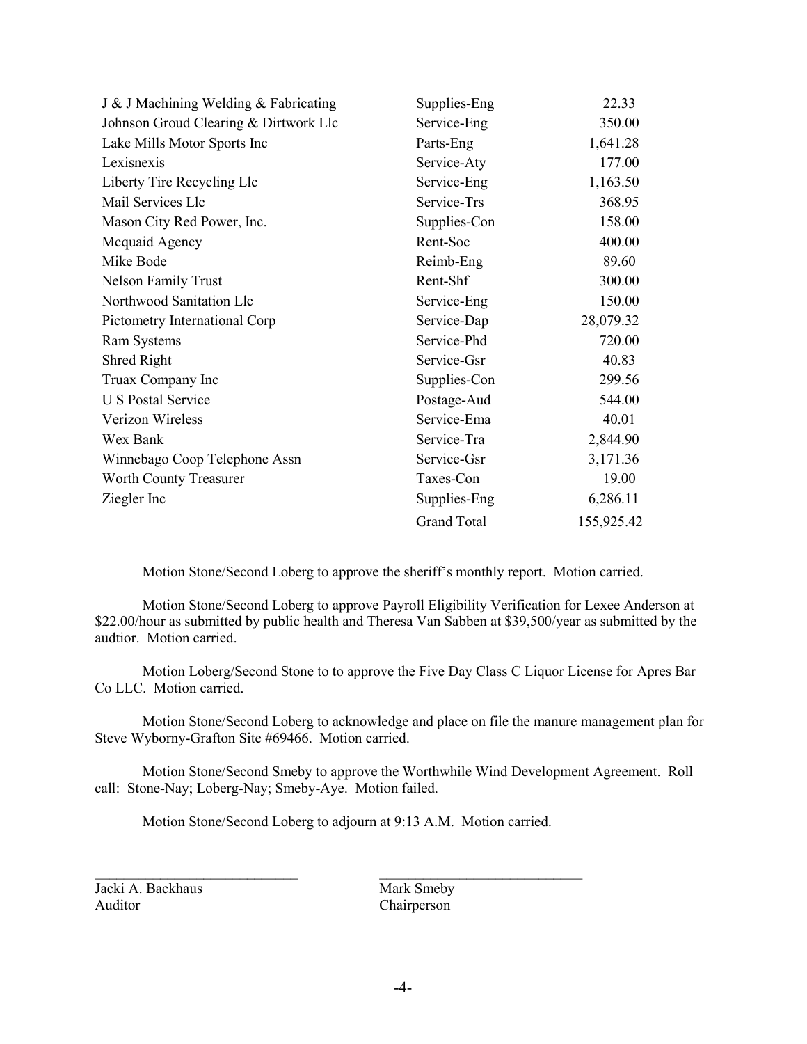| | | |
|---|---|---|
| J & J Machining Welding & Fabricating | Supplies-Eng | 22.33 |
| Johnson Groud Clearing & Dirtwork Llc | Service-Eng | 350.00 |
| Lake Mills Motor Sports Inc | Parts-Eng | 1,641.28 |
| Lexisnexis | Service-Aty | 177.00 |
| Liberty Tire Recycling Llc | Service-Eng | 1,163.50 |
| Mail Services Llc | Service-Trs | 368.95 |
| Mason City Red Power, Inc. | Supplies-Con | 158.00 |
| Mcquaid Agency | Rent-Soc | 400.00 |
| Mike Bode | Reimb-Eng | 89.60 |
| Nelson Family Trust | Rent-Shf | 300.00 |
| Northwood Sanitation Llc | Service-Eng | 150.00 |
| Pictometry International Corp | Service-Dap | 28,079.32 |
| Ram Systems | Service-Phd | 720.00 |
| Shred Right | Service-Gsr | 40.83 |
| Truax Company Inc | Supplies-Con | 299.56 |
| U S Postal Service | Postage-Aud | 544.00 |
| Verizon Wireless | Service-Ema | 40.01 |
| Wex Bank | Service-Tra | 2,844.90 |
| Winnebago Coop Telephone Assn | Service-Gsr | 3,171.36 |
| Worth County Treasurer | Taxes-Con | 19.00 |
| Ziegler Inc | Supplies-Eng | 6,286.11 |
| | Grand Total | 155,925.42 |

Motion Stone/Second Loberg to approve the sheriff's monthly report. Motion carried.

Motion Stone/Second Loberg to approve Payroll Eligibility Verification for Lexee Anderson at $22.00/hour as submitted by public health and Theresa Van Sabben at $39,500/year as submitted by the audtior. Motion carried.

Motion Loberg/Second Stone to to approve the Five Day Class C Liquor License for Apres Bar Co LLC. Motion carried.

Motion Stone/Second Loberg to acknowledge and place on file the manure management plan for Steve Wyborny-Grafton Site #69466. Motion carried.

Motion Stone/Second Smeby to approve the Worthwhile Wind Development Agreement. Roll call: Stone-Nay; Loberg-Nay; Smeby-Aye. Motion failed.

Motion Stone/Second Loberg to adjourn at 9:13 A.M. Motion carried.

\_\_\_\_\_\_\_\_\_\_\_\_\_\_\_\_\_\_\_\_\_\_\_\_\_\_\_\_\_\_ \_\_\_\_\_\_\_\_\_\_\_\_\_\_\_\_\_\_\_\_\_\_\_\_\_\_\_\_\_\_

Jacki A. Backhaus
Auditor

Mark Smeby
Chairperson